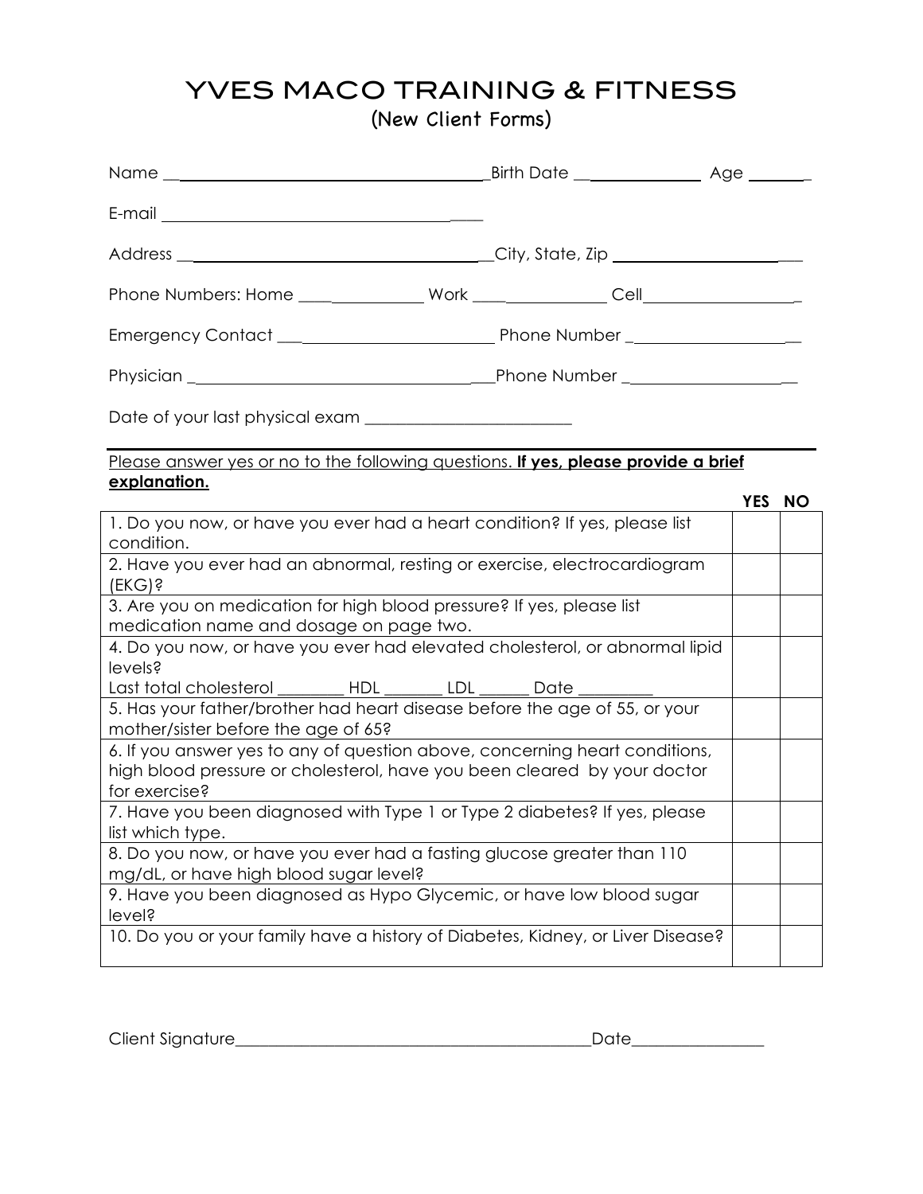# YVES MACO TRAINING & FITNESS

(New Client Forms)

Name \_\_\_\_\_\_\_\_\_\_\_\_\_\_\_\_\_\_\_\_\_\_\_\_\_\_\_\_\_\_\_\_\_\_\_\_ Birth Date \_\_\_\_\_\_\_\_\_\_\_\_\_\_ Age \_\_\_\_\_\_\_

E-mail \_\_\_\_\_\_\_\_\_\_\_\_\_\_\_\_\_\_\_\_\_\_\_\_\_\_\_\_\_\_\_\_\_\_\_\_

Address \_\_\_\_\_\_\_\_\_\_\_\_\_\_\_\_\_\_\_\_\_\_\_\_\_\_\_\_\_\_\_\_\_\_\_\_ City, State, Zip \_\_\_\_\_\_\_\_\_\_\_\_\_\_\_\_\_\_\_\_\_\_

Phone Numbers: Home \_\_\_\_\_\_\_\_\_\_\_\_\_\_\_ Work \_\_\_\_\_\_\_\_\_\_\_\_\_\_\_\_ Cell \_\_\_\_\_\_\_\_\_\_\_\_\_\_\_\_\_\_

Emergency Contact \_\_\_\_\_\_\_\_\_\_\_\_\_\_\_\_\_\_\_\_\_\_\_\_\_\_ Phone Number \_\_\_\_\_\_\_\_\_\_\_\_\_\_\_\_\_\_\_\_\_

Physician \_\_\_\_\_\_\_\_\_\_\_\_\_\_\_\_\_\_\_\_\_\_\_\_\_\_\_\_\_\_\_\_\_\_\_\_\_\_ Phone Number \_\_\_\_\_\_\_\_\_\_\_\_\_\_\_\_\_\_\_\_\_

Date of your last physical exam \_\_\_\_\_\_\_\_\_\_\_\_\_\_\_\_\_\_\_\_\_\_\_\_\_\_

Please answer yes or no to the following questions. **If yes, please provide a brief explanation.**

| | YES | NO |
|---|---|---|
| 1. Do you now, or have you ever had a heart condition? If yes, please list condition. | | |
| 2. Have you ever had an abnormal, resting or exercise, electrocardiogram (EKG)? | | |
| 3. Are you on medication for high blood pressure? If yes, please list medication name and dosage on page two. | | |
| 4. Do you now, or have you ever had elevated cholesterol, or abnormal lipid levels? Last total cholesterol \_\_\_\_\_\_\_\_ HDL \_\_\_\_\_\_\_ LDL \_\_\_\_\_\_ Date \_\_\_\_\_\_\_\_\_ | | |
| 5. Has your father/brother had heart disease before the age of 55, or your mother/sister before the age of 65? | | |
| 6. If you answer yes to any of question above, concerning heart conditions, high blood pressure or cholesterol, have you been cleared by your doctor for exercise? | | |
| 7. Have you been diagnosed with Type 1 or Type 2 diabetes? If yes, please list which type. | | |
| 8. Do you now, or have you ever had a fasting glucose greater than 110 mg/dL, or have high blood sugar level? | | |
| 9. Have you been diagnosed as Hypo Glycemic, or have low blood sugar level? | | |
| 10. Do you or your family have a history of Diabetes, Kidney, or Liver Disease? | | |

Client Signature\_\_\_\_\_\_\_\_\_\_\_\_\_\_\_\_\_\_\_\_\_\_\_\_\_\_\_\_\_\_\_\_\_\_\_\_\_\_\_\_\_\_\_\_\_Date\_\_\_\_\_\_\_\_\_\_\_\_\_\_\_\_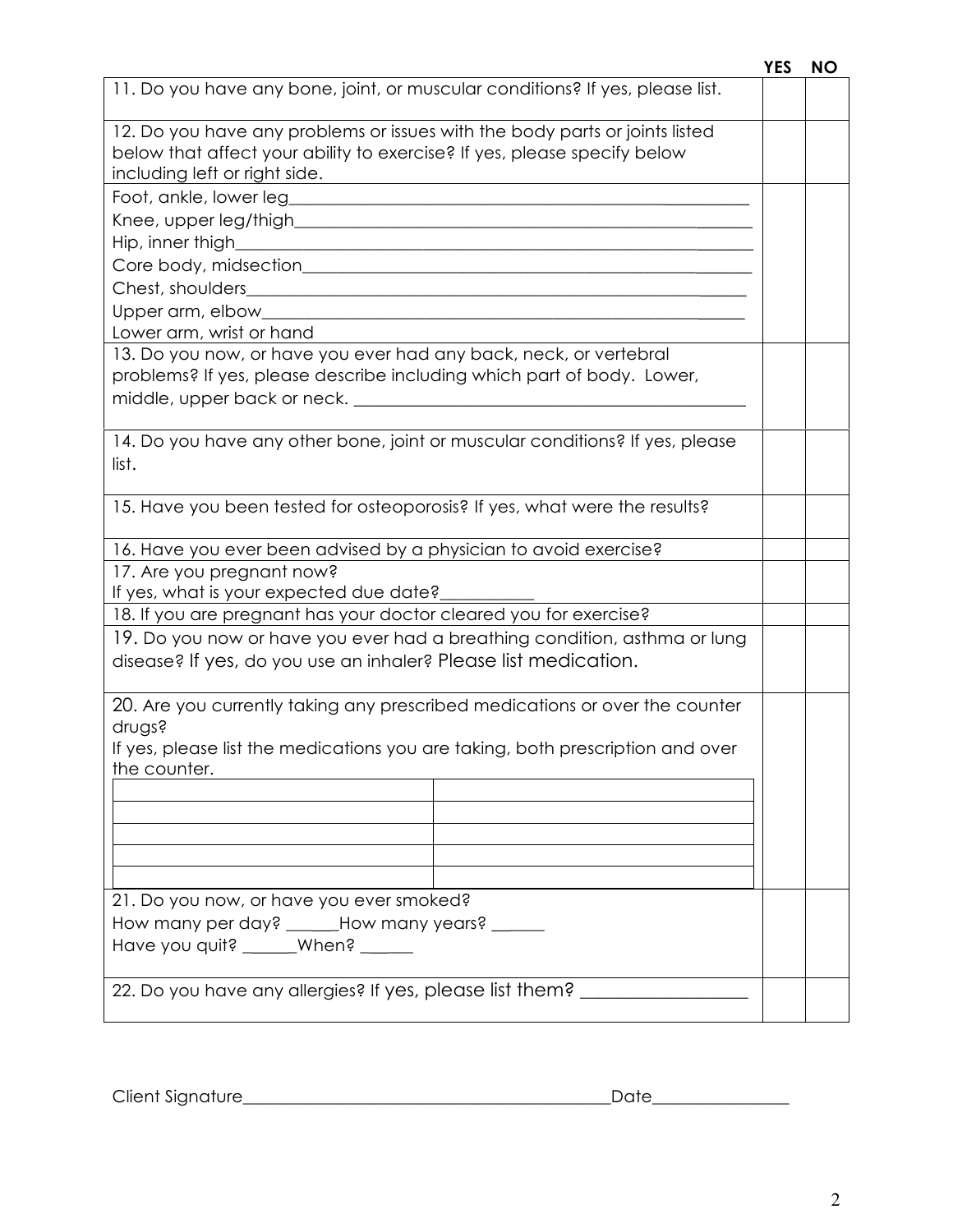| | YES | NO |
|---|---|---|
| 11. Do you have any bone, joint, or muscular conditions? If yes, please list. | | |
| 12. Do you have any problems or issues with the body parts or joints listed below that affect your ability to exercise? If yes, please specify below including left or right side. | | |
| Foot, ankle, lower leg________________<br>Knee, upper leg/thigh________________<br>Hip, inner thigh________________<br>Core body, midsection________________<br>Chest, shoulders________________<br>Upper arm, elbow________________<br>Lower arm, wrist or hand | | |
| 13. Do you now, or have you ever had any back, neck, or vertebral problems? If yes, please describe including which part of body. Lower, middle, upper back or neck. ________________ | | |
| 14. Do you have any other bone, joint or muscular conditions? If yes, please list. | | |
| 15. Have you been tested for osteoporosis? If yes, what were the results? | | |
| 16. Have you ever been advised by a physician to avoid exercise? | | |
| 17. Are you pregnant now?<br>If yes, what is your expected due date?___________ | | |
| 18. If you are pregnant has your doctor cleared you for exercise? | | |
| 19. Do you now or have you ever had a breathing condition, asthma or lung disease? If yes, do you use an inhaler? Please list medication. | | |
| 20. Are you currently taking any prescribed medications or over the counter drugs?<br>If yes, please list the medications you are taking, both prescription and over the counter. | | |
| 21. Do you now, or have you ever smoked?<br>How many per day? ______How many years? ______<br>Have you quit? ______When? ______ | | |
| 22. Do you have any allergies? If yes, please list them? __________________ | | |

Client Signature____________________________________________Date________________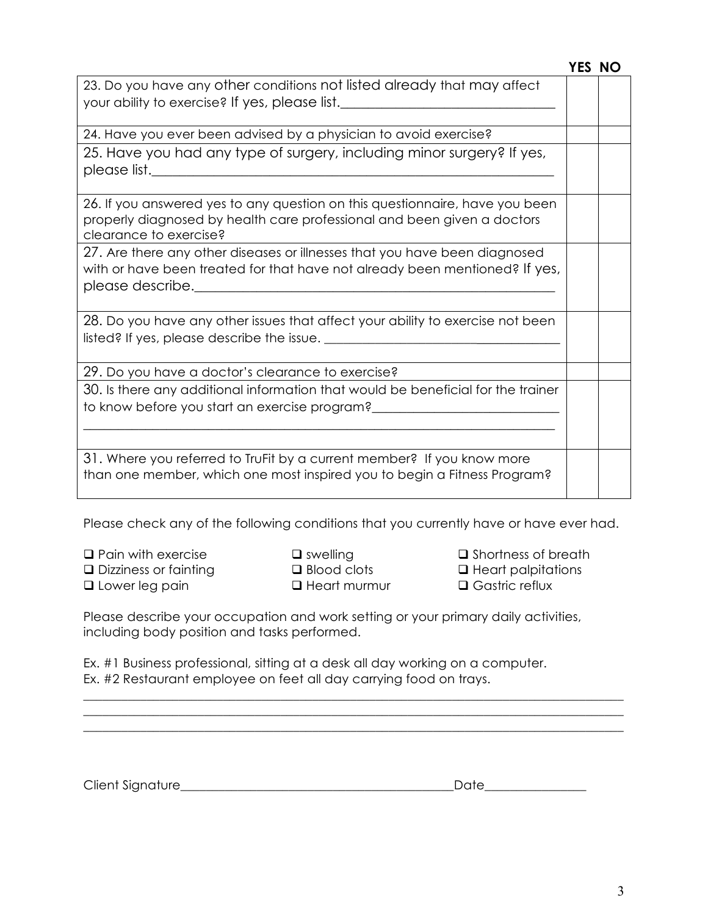| | YES | NO |
|---|---|---|
| 23. Do you have any other conditions not listed already that may affect your ability to exercise? If yes, please list.\_\_\_\_\_\_\_\_\_\_\_\_\_\_\_\_\_\_\_\_\_\_\_\_\_\_\_\_\_\_\_ | | |
| 24. Have you ever been advised by a physician to avoid exercise? | | |
| 25. Have you had any type of surgery, including minor surgery? If yes, please list.\_\_\_\_\_\_\_\_\_\_\_\_\_\_\_\_\_\_\_\_\_\_\_\_\_\_\_\_\_\_\_\_\_\_\_\_\_\_\_\_\_\_\_\_\_\_\_\_\_\_\_\_\_\_\_\_ | | |
| 26. If you answered yes to any question on this questionnaire, have you been properly diagnosed by health care professional and been given a doctors clearance to exercise? | | |
| 27. Are there any other diseases or illnesses that you have been diagnosed with or have been treated for that have not already been mentioned? If yes, please describe.\_\_\_\_\_\_\_\_\_\_\_\_\_\_\_\_\_\_\_\_\_\_\_\_\_\_\_\_\_\_\_\_\_\_\_\_\_\_\_\_\_\_\_\_\_\_\_\_ | | |
| 28. Do you have any other issues that affect your ability to exercise not been listed? If yes, please describe the issue. \_\_\_\_\_\_\_\_\_\_\_\_\_\_\_\_\_\_\_\_\_\_\_\_\_\_\_\_\_\_\_\_\_\_\_\_ | | |
| 29. Do you have a doctor's clearance to exercise? | | |
| 30. Is there any additional information that would be beneficial for the trainer to know before you start an exercise program?\_\_\_\_\_\_\_\_\_\_\_\_\_\_\_\_\_\_\_\_\_\_\_\_\_\_\_ \_\_\_\_\_\_\_\_\_\_\_\_\_\_\_\_\_\_\_\_\_\_\_\_\_\_\_\_\_\_\_\_\_\_\_\_\_\_\_\_\_\_\_\_\_\_\_\_\_\_\_\_\_\_\_\_\_\_\_\_\_\_\_\_\_\_ | | |
| 31. Where you referred to TruFit by a current member? If you know more than one member, which one most inspired you to begin a Fitness Program? | | |

Please check any of the following conditions that you currently have or have ever had.

- ❑ Pain with exercise
- ❑ Dizziness or fainting
- ❑ Lower leg pain
- ❑ swelling
- ❑ Blood clots
- ❑ Heart murmur
- ❑ Shortness of breath
- ❑ Heart palpitations
- ❑ Gastric reflux

Please describe your occupation and work setting or your primary daily activities, including body position and tasks performed.

Ex. #1 Business professional, sitting at a desk all day working on a computer.
Ex. #2 Restaurant employee on feet all day carrying food on trays.

\_\_\_\_\_\_\_\_\_\_\_\_\_\_\_\_\_\_\_\_\_\_\_\_\_\_\_\_\_\_\_\_\_\_\_\_\_\_\_\_\_\_\_\_\_\_\_\_\_\_\_\_\_\_\_\_\_\_\_\_\_\_\_\_\_\_\_\_\_\_\_\_\_\_\_\_\_\_
\_\_\_\_\_\_\_\_\_\_\_\_\_\_\_\_\_\_\_\_\_\_\_\_\_\_\_\_\_\_\_\_\_\_\_\_\_\_\_\_\_\_\_\_\_\_\_\_\_\_\_\_\_\_\_\_\_\_\_\_\_\_\_\_\_\_\_\_\_\_\_\_\_\_\_\_\_\_
\_\_\_\_\_\_\_\_\_\_\_\_\_\_\_\_\_\_\_\_\_\_\_\_\_\_\_\_\_\_\_\_\_\_\_\_\_\_\_\_\_\_\_\_\_\_\_\_\_\_\_\_\_\_\_\_\_\_\_\_\_\_\_\_\_\_\_\_\_\_\_\_\_\_\_\_\_\_

Client Signature\_\_\_\_\_\_\_\_\_\_\_\_\_\_\_\_\_\_\_\_\_\_\_\_\_\_\_\_\_\_\_\_\_\_\_\_\_\_\_\_\_\_\_\_Date\_\_\_\_\_\_\_\_\_\_\_\_\_\_\_\_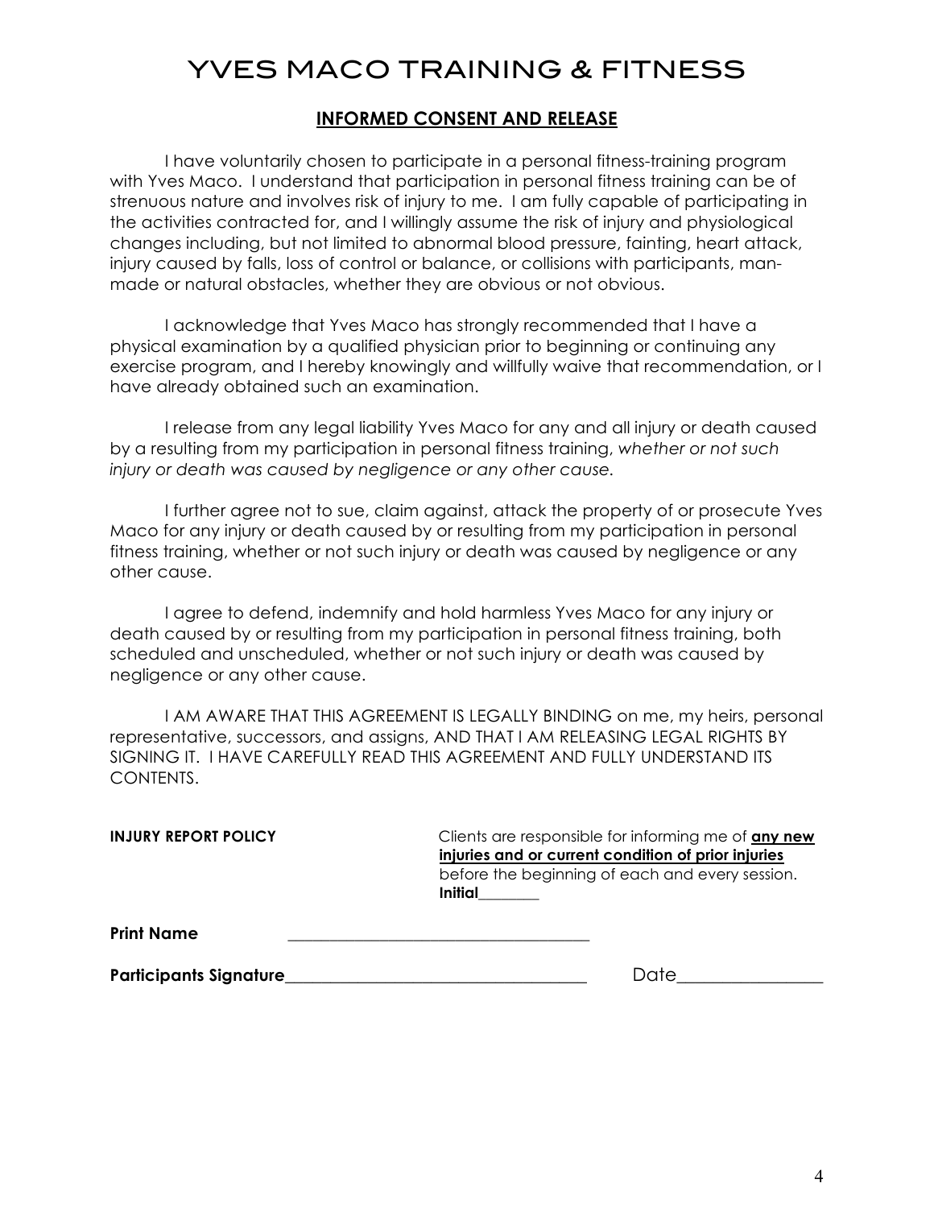# YVES MACO TRAINING & FITNESS

## INFORMED CONSENT AND RELEASE

I have voluntarily chosen to participate in a personal fitness-training program with Yves Maco. I understand that participation in personal fitness training can be of strenuous nature and involves risk of injury to me. I am fully capable of participating in the activities contracted for, and I willingly assume the risk of injury and physiological changes including, but not limited to abnormal blood pressure, fainting, heart attack, injury caused by falls, loss of control or balance, or collisions with participants, man-made or natural obstacles, whether they are obvious or not obvious.

I acknowledge that Yves Maco has strongly recommended that I have a physical examination by a qualified physician prior to beginning or continuing any exercise program, and I hereby knowingly and willfully waive that recommendation, or I have already obtained such an examination.

I release from any legal liability Yves Maco for any and all injury or death caused by a resulting from my participation in personal fitness training, *whether or not such injury or death was caused by negligence or any other cause.*

I further agree not to sue, claim against, attack the property of or prosecute Yves Maco for any injury or death caused by or resulting from my participation in personal fitness training, whether or not such injury or death was caused by negligence or any other cause.

I agree to defend, indemnify and hold harmless Yves Maco for any injury or death caused by or resulting from my participation in personal fitness training, both scheduled and unscheduled, whether or not such injury or death was caused by negligence or any other cause.

I AM AWARE THAT THIS AGREEMENT IS LEGALLY BINDING on me, my heirs, personal representative, successors, and assigns, AND THAT I AM RELEASING LEGAL RIGHTS BY SIGNING IT. I HAVE CAREFULLY READ THIS AGREEMENT AND FULLY UNDERSTAND ITS CONTENTS.

**INJURY REPORT POLICY** Clients are responsible for informing me of **any new injuries and or current condition of prior injuries** before the beginning of each and every session. **Initial**________

**Print Name** ____________________________________

**Participants Signature**____________________________________ Date________________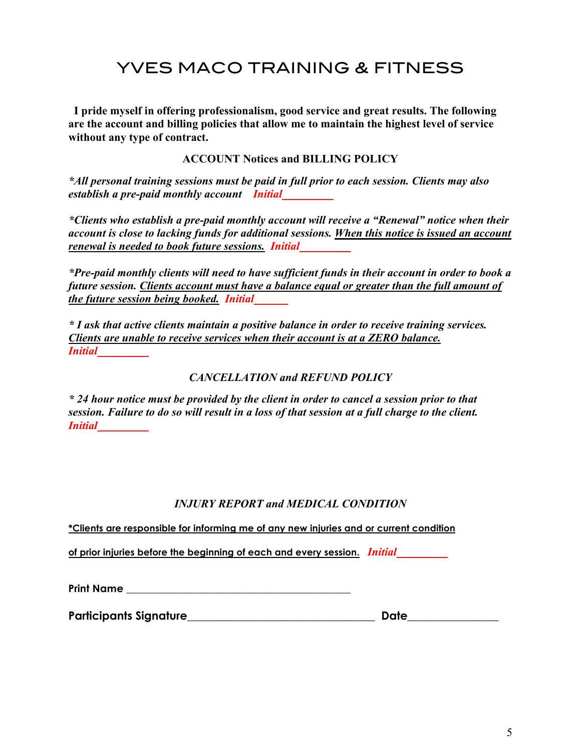# YVES MACO TRAINING & FITNESS

**I pride myself in offering professionalism, good service and great results. The following are the account and billing policies that allow me to maintain the highest level of service without any type of contract.**

**ACCOUNT Notices and BILLING POLICY**

***All personal training sessions must be paid in full prior to each session. Clients may also establish a pre-paid monthly account*** ***Initial_________***

***Clients who establish a pre-paid monthly account will receive a "Renewal" notice when their account is close to lacking funds for additional sessions. When this notice is issued an account renewal is needed to book future sessions.*** ***Initial_________***

***Pre-paid monthly clients will need to have sufficient funds in their account in order to book a future session. Clients account must have a balance equal or greater than the full amount of the future session being booked.*** ***Initial______***

***\* I ask that active clients maintain a positive balance in order to receive training services. Clients are unable to receive services when their account is at a ZERO balance.*** ***Initial_________***

***CANCELLATION and REFUND POLICY***

***\* 24 hour notice must be provided by the client in order to cancel a session prior to that session. Failure to do so will result in a loss of that session at a full charge to the client.*** ***Initial_________***

***INJURY REPORT and MEDICAL CONDITION***

**\*Clients are responsible for informing me of any new injuries and or current condition of prior injuries before the beginning of each and every session.** ***Initial_________***

**Print Name** ________________________________________

**Participants Signature**________________________________ **Date**______________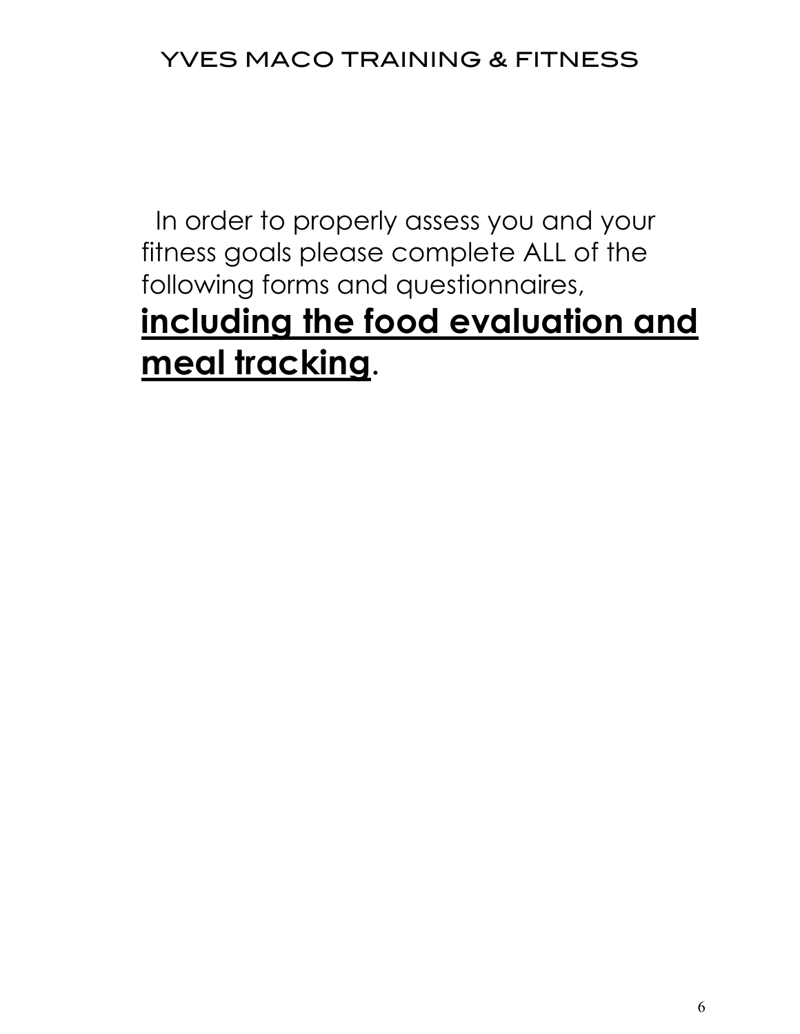In order to properly assess you and your fitness goals please complete ALL of the following forms and questionnaires, **<u>including the food evaluation and meal tracking</u>.**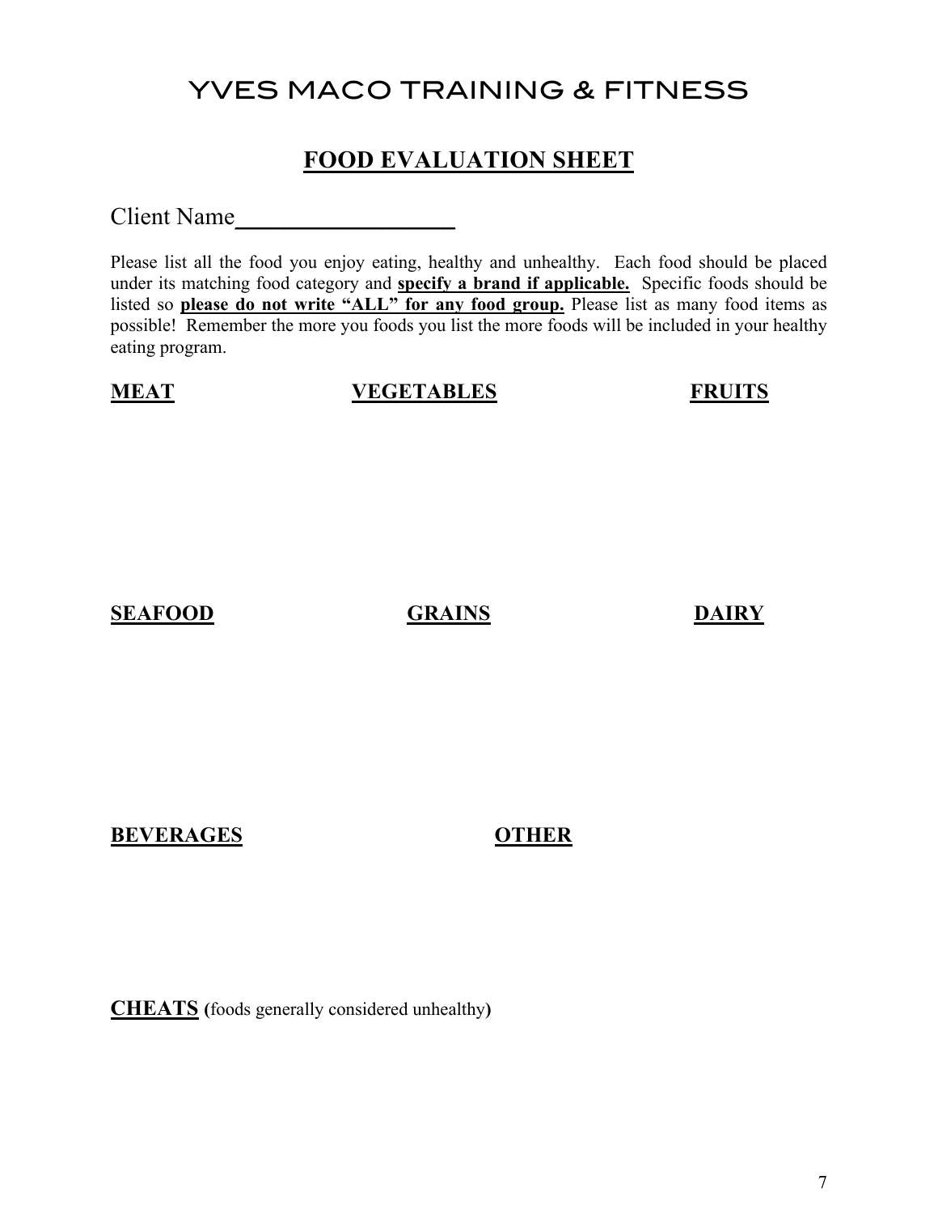# YVES MACO TRAINING & FITNESS

## FOOD EVALUATION SHEET

Client Name__________________

Please list all the food you enjoy eating, healthy and unhealthy. Each food should be placed under its matching food category and **specify a brand if applicable.** Specific foods should be listed so **please do not write "ALL" for any food group.** Please list as many food items as possible! Remember the more you foods you list the more foods will be included in your healthy eating program.

**MEAT**

**VEGETABLES**

**FRUITS**

**SEAFOOD**

**GRAINS**

**DAIRY**

**BEVERAGES**

**OTHER**

**CHEATS (**foods generally considered unhealthy**)**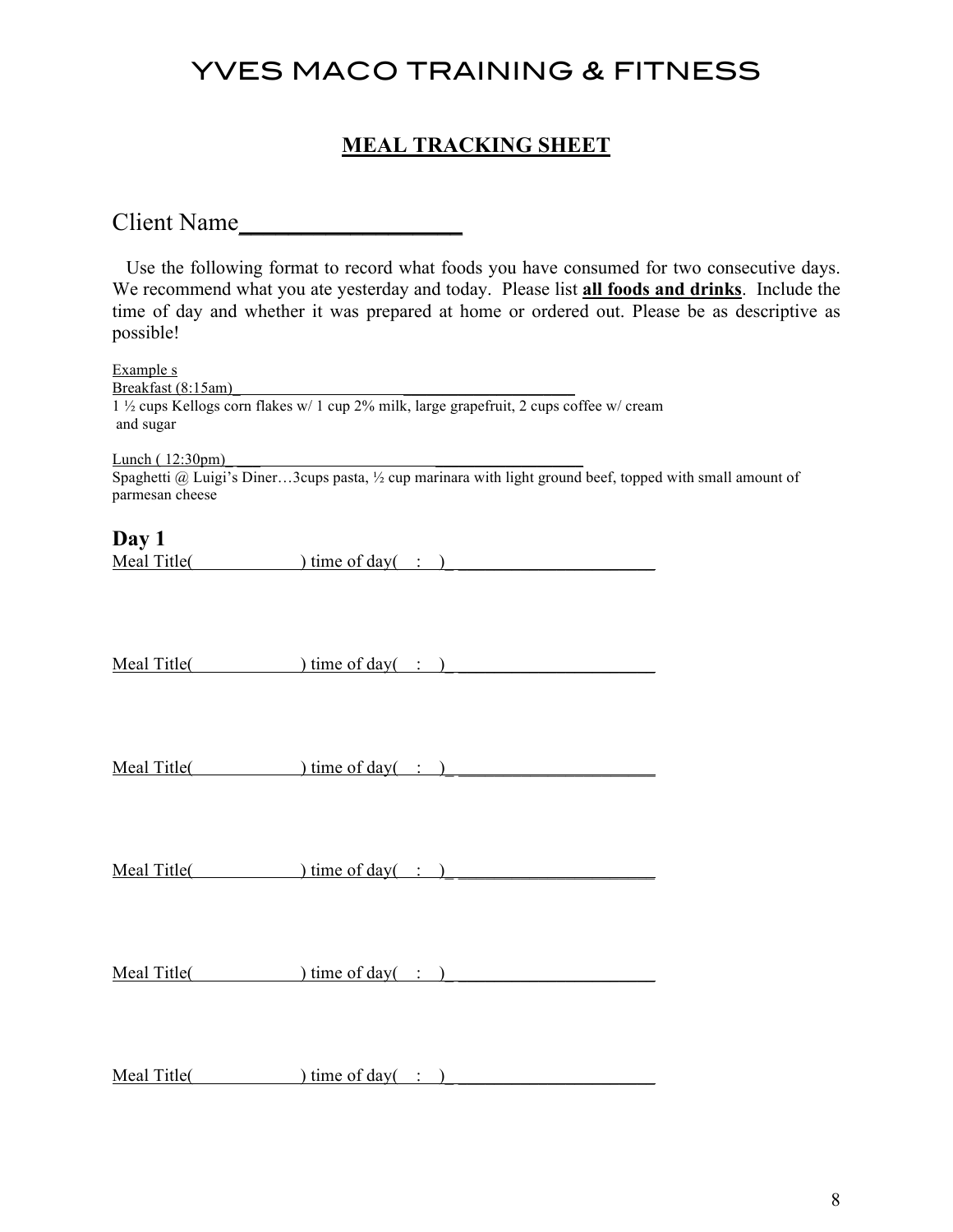# YVES MACO TRAINING & FITNESS

## MEAL TRACKING SHEET

Client Name__________________

Use the following format to record what foods you have consumed for two consecutive days. We recommend what you ate yesterday and today. Please list **all foods and drinks**. Include the time of day and whether it was prepared at home or ordered out. Please be as descriptive as possible!

Example s

Breakfast (8:15am)________________________________________

1 ½ cups Kellogs corn flakes w/ 1 cup 2% milk, large grapefruit, 2 cups coffee w/ cream and sugar

Lunch ( 12:30pm)________________________________________

Spaghetti @ Luigi's Diner…3cups pasta, ½ cup marinara with light ground beef, topped with small amount of parmesan cheese

### Day 1

Meal Title(____________) time of day( : )______________________

Meal Title(____________) time of day( : )______________________

Meal Title(____________) time of day( : )______________________

Meal Title(____________) time of day( : )______________________

Meal Title(____________) time of day( : )______________________

Meal Title(____________) time of day( : )______________________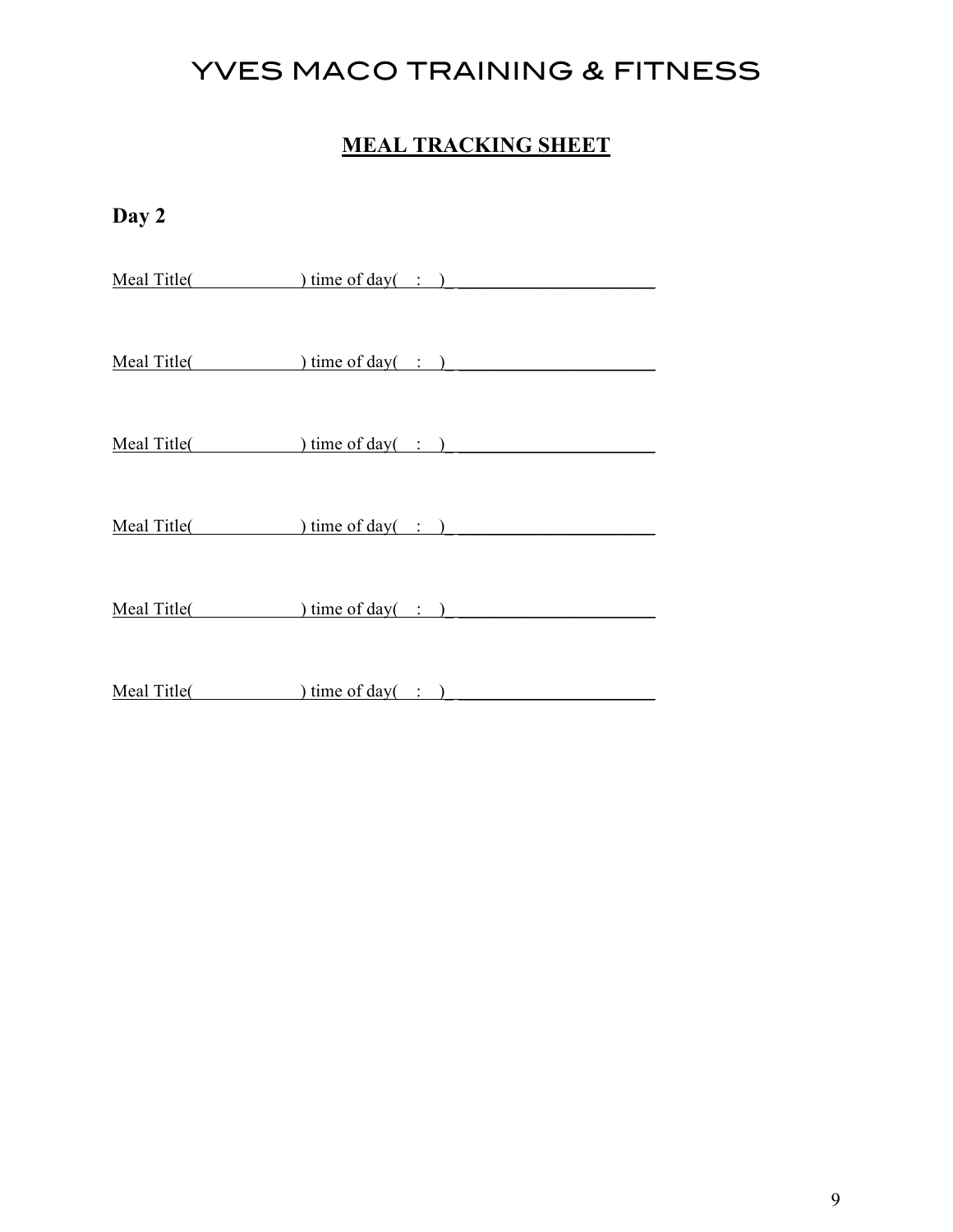# YVES MACO TRAINING & FITNESS

## MEAL TRACKING SHEET

**Day 2**

Meal Title(                ) time of day(   :   )_ ______________________

Meal Title(                ) time of day(   :   )_ ______________________

Meal Title(                ) time of day(   :   )_ ______________________

Meal Title(                ) time of day(   :   )_ ______________________

Meal Title(                ) time of day(   :   )_ ______________________

Meal Title(                ) time of day(   :   )_ ______________________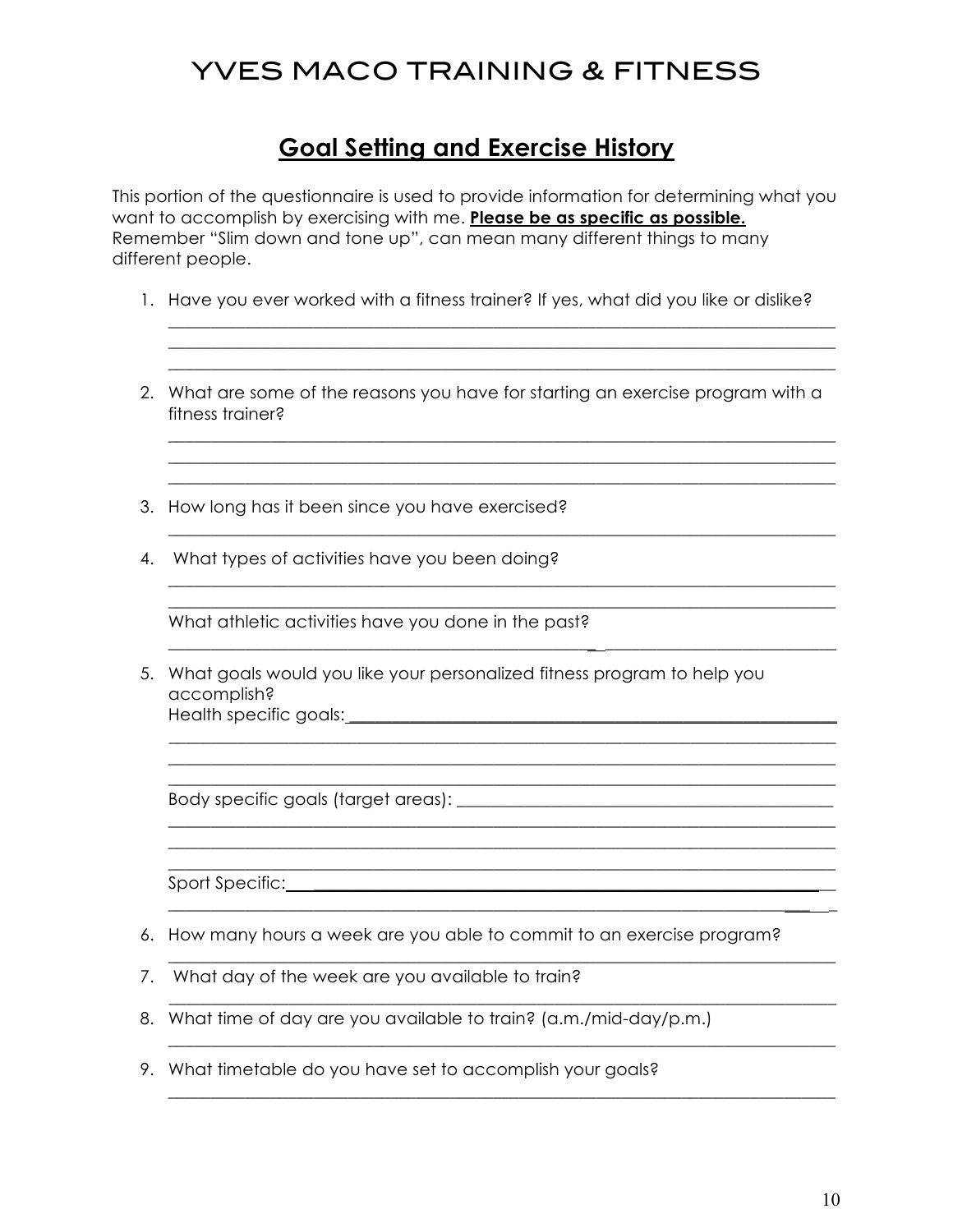# YVES MACO TRAINING & FITNESS

## Goal Setting and Exercise History

This portion of the questionnaire is used to provide information for determining what you want to accomplish by exercising with me. **Please be as specific as possible.** Remember "Slim down and tone up", can mean many different things to many different people.

1. Have you ever worked with a fitness trainer? If yes, what did you like or dislike?

   ______________________________________________________________________________
   ______________________________________________________________________________
   ______________________________________________________________________________

2. What are some of the reasons you have for starting an exercise program with a fitness trainer?

   ______________________________________________________________________________
   ______________________________________________________________________________
   ______________________________________________________________________________

3. How long has it been since you have exercised?

   ______________________________________________________________________________

4. What types of activities have you been doing?

   ______________________________________________________________________________
   ______________________________________________________________________________

   What athletic activities have you done in the past?

   ______________________________________________________________________________

5. What goals would you like your personalized fitness program to help you accomplish?

   Health specific goals: __________________________________________________________
   ______________________________________________________________________________
   ______________________________________________________________________________
   ______________________________________________________________________________

   Body specific goals (target areas): _________________________________________________
   ______________________________________________________________________________
   ______________________________________________________________________________
   ______________________________________________________________________________

   Sport Specific: _________________________________________________________________
   ______________________________________________________________________________

6. How many hours a week are you able to commit to an exercise program?

   ______________________________________________________________________________

7. What day of the week are you available to train?

   ______________________________________________________________________________

8. What time of day are you available to train? (a.m./mid-day/p.m.)

   ______________________________________________________________________________

9. What timetable do you have set to accomplish your goals?

   ______________________________________________________________________________